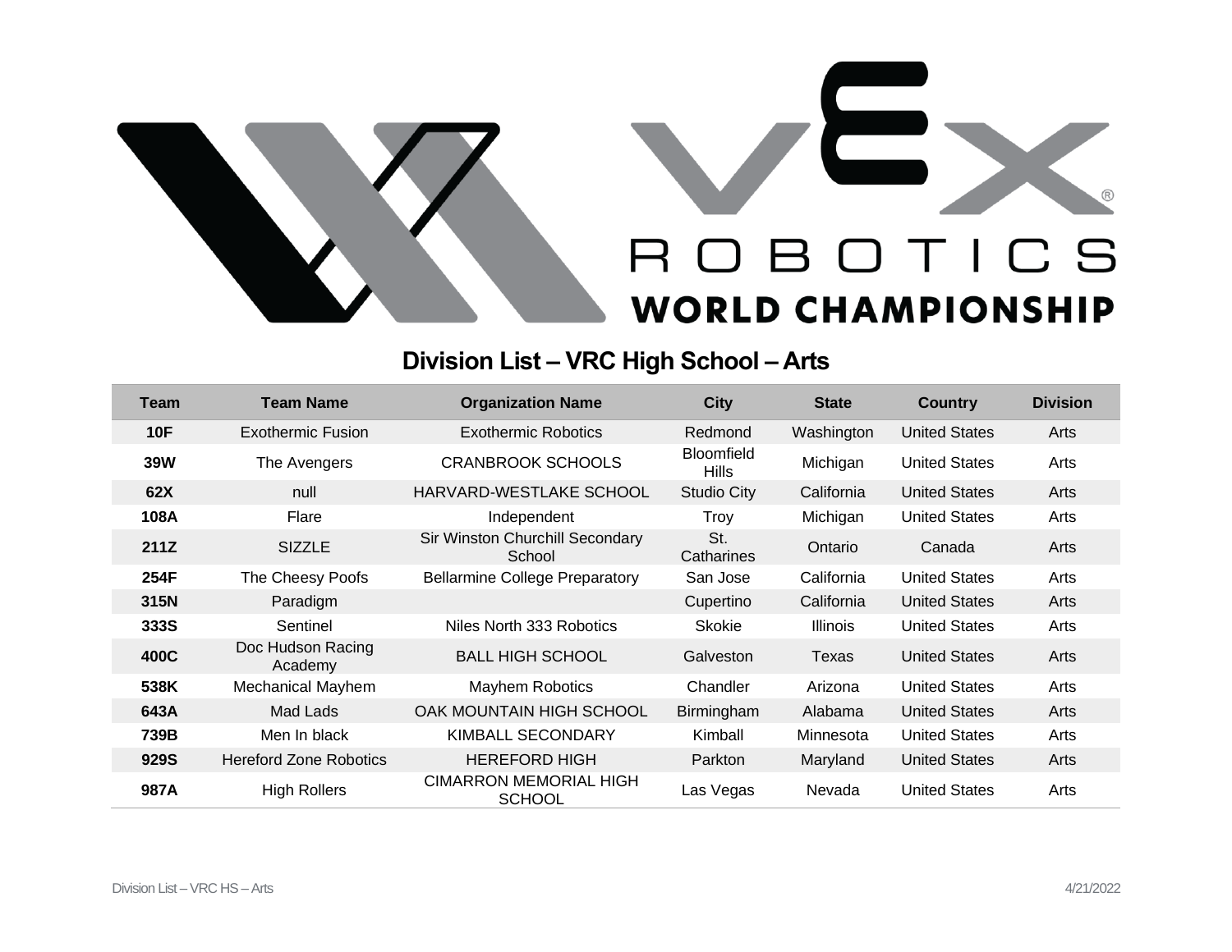# VEX ROBOTICS WORLD CHAMPIONSHIP

## Division List – VRC High School – Arts

| Team | Team Name | Organization Name | City | State | Country | Division |
|---|---|---|---|---|---|---|
| **10F** | Exothermic Fusion | Exothermic Robotics | Redmond | Washington | United States | Arts |
| **39W** | The Avengers | CRANBROOK SCHOOLS | Bloomfield Hills | Michigan | United States | Arts |
| **62X** | null | HARVARD-WESTLAKE SCHOOL | Studio City | California | United States | Arts |
| **108A** | Flare | Independent | Troy | Michigan | United States | Arts |
| **211Z** | SIZZLE | Sir Winston Churchill Secondary School | St. Catharines | Ontario | Canada | Arts |
| **254F** | The Cheesy Poofs | Bellarmine College Preparatory | San Jose | California | United States | Arts |
| **315N** | Paradigm | | Cupertino | California | United States | Arts |
| **333S** | Sentinel | Niles North 333 Robotics | Skokie | Illinois | United States | Arts |
| **400C** | Doc Hudson Racing Academy | BALL HIGH SCHOOL | Galveston | Texas | United States | Arts |
| **538K** | Mechanical Mayhem | Mayhem Robotics | Chandler | Arizona | United States | Arts |
| **643A** | Mad Lads | OAK MOUNTAIN HIGH SCHOOL | Birmingham | Alabama | United States | Arts |
| **739B** | Men In black | KIMBALL SECONDARY | Kimball | Minnesota | United States | Arts |
| **929S** | Hereford Zone Robotics | HEREFORD HIGH | Parkton | Maryland | United States | Arts |
| **987A** | High Rollers | CIMARRON MEMORIAL HIGH SCHOOL | Las Vegas | Nevada | United States | Arts |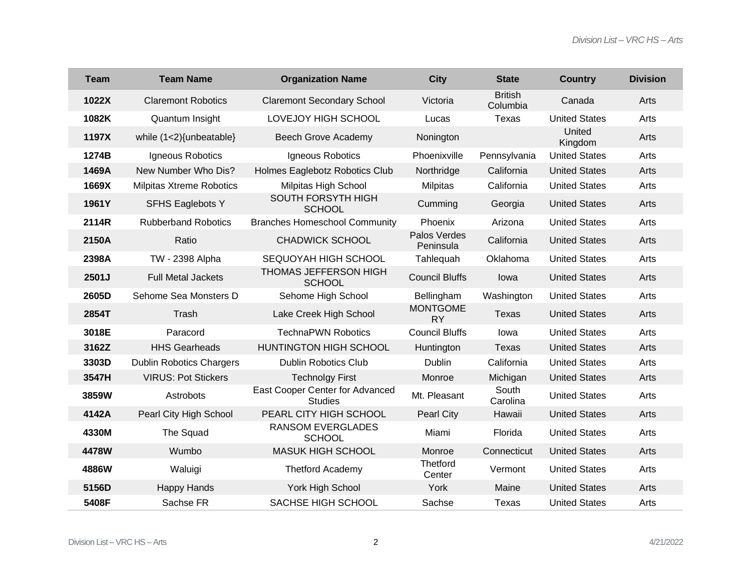| Team | Team Name | Organization Name | City | State | Country | Division |
|---|---|---|---|---|---|---|
| **1022X** | Claremont Robotics | Claremont Secondary School | Victoria | British Columbia | Canada | Arts |
| **1082K** | Quantum Insight | LOVEJOY HIGH SCHOOL | Lucas | Texas | United States | Arts |
| **1197X** | while (1<2){unbeatable} | Beech Grove Academy | Nonington | | United Kingdom | Arts |
| **1274B** | Igneous Robotics | Igneous Robotics | Phoenixville | Pennsylvania | United States | Arts |
| **1469A** | New Number Who Dis? | Holmes Eaglebotz Robotics Club | Northridge | California | United States | Arts |
| **1669X** | Milpitas Xtreme Robotics | Milpitas High School | Milpitas | California | United States | Arts |
| **1961Y** | SFHS Eaglebots Y | SOUTH FORSYTH HIGH SCHOOL | Cumming | Georgia | United States | Arts |
| **2114R** | Rubberband Robotics | Branches Homeschool Community | Phoenix | Arizona | United States | Arts |
| **2150A** | Ratio | CHADWICK SCHOOL | Palos Verdes Peninsula | California | United States | Arts |
| **2398A** | TW - 2398 Alpha | SEQUOYAH HIGH SCHOOL | Tahlequah | Oklahoma | United States | Arts |
| **2501J** | Full Metal Jackets | THOMAS JEFFERSON HIGH SCHOOL | Council Bluffs | Iowa | United States | Arts |
| **2605D** | Sehome Sea Monsters D | Sehome High School | Bellingham | Washington | United States | Arts |
| **2854T** | Trash | Lake Creek High School | MONTGOMERY | Texas | United States | Arts |
| **3018E** | Paracord | TechnaPWN Robotics | Council Bluffs | Iowa | United States | Arts |
| **3162Z** | HHS Gearheads | HUNTINGTON HIGH SCHOOL | Huntington | Texas | United States | Arts |
| **3303D** | Dublin Robotics Chargers | Dublin Robotics Club | Dublin | California | United States | Arts |
| **3547H** | VIRUS: Pot Stickers | Technolgy First | Monroe | Michigan | United States | Arts |
| **3859W** | Astrobots | East Cooper Center for Advanced Studies | Mt. Pleasant | South Carolina | United States | Arts |
| **4142A** | Pearl City High School | PEARL CITY HIGH SCHOOL | Pearl City | Hawaii | United States | Arts |
| **4330M** | The Squad | RANSOM EVERGLADES SCHOOL | Miami | Florida | United States | Arts |
| **4478W** | Wumbo | MASUK HIGH SCHOOL | Monroe | Connecticut | United States | Arts |
| **4886W** | Waluigi | Thetford Academy | Thetford Center | Vermont | United States | Arts |
| **5156D** | Happy Hands | York High School | York | Maine | United States | Arts |
| **5408F** | Sachse FR | SACHSE HIGH SCHOOL | Sachse | Texas | United States | Arts |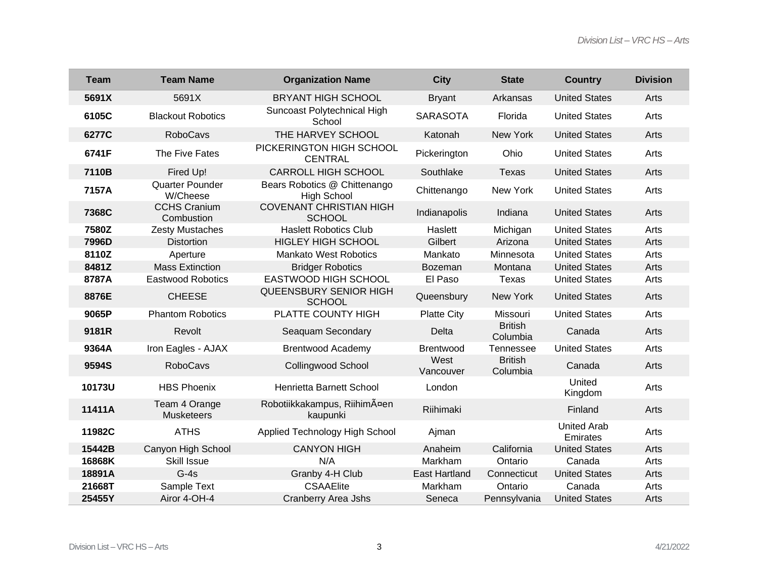| Team | Team Name | Organization Name | City | State | Country | Division |
|---|---|---|---|---|---|---|
| **5691X** | 5691X | BRYANT HIGH SCHOOL | Bryant | Arkansas | United States | Arts |
| **6105C** | Blackout Robotics | Suncoast Polytechnical High School | SARASOTA | Florida | United States | Arts |
| **6277C** | RoboCavs | THE HARVEY SCHOOL | Katonah | New York | United States | Arts |
| **6741F** | The Five Fates | PICKERINGTON HIGH SCHOOL CENTRAL | Pickerington | Ohio | United States | Arts |
| **7110B** | Fired Up! | CARROLL HIGH SCHOOL | Southlake | Texas | United States | Arts |
| **7157A** | Quarter Pounder W/Cheese | Bears Robotics @ Chittenango High School | Chittenango | New York | United States | Arts |
| **7368C** | CCHS Cranium Combustion | COVENANT CHRISTIAN HIGH SCHOOL | Indianapolis | Indiana | United States | Arts |
| **7580Z** | Zesty Mustaches | Haslett Robotics Club | Haslett | Michigan | United States | Arts |
| **7996D** | Distortion | HIGLEY HIGH SCHOOL | Gilbert | Arizona | United States | Arts |
| **8110Z** | Aperture | Mankato West Robotics | Mankato | Minnesota | United States | Arts |
| **8481Z** | Mass Extinction | Bridger Robotics | Bozeman | Montana | United States | Arts |
| **8787A** | Eastwood Robotics | EASTWOOD HIGH SCHOOL | El Paso | Texas | United States | Arts |
| **8876E** | CHEESE | QUEENSBURY SENIOR HIGH SCHOOL | Queensbury | New York | United States | Arts |
| **9065P** | Phantom Robotics | PLATTE COUNTY HIGH | Platte City | Missouri | United States | Arts |
| **9181R** | Revolt | Seaquam Secondary | Delta | British Columbia | Canada | Arts |
| **9364A** | Iron Eagles - AJAX | Brentwood Academy | Brentwood | Tennessee | United States | Arts |
| **9594S** | RoboCavs | Collingwood School | West Vancouver | British Columbia | Canada | Arts |
| **10173U** | HBS Phoenix | Henrietta Barnett School | London | | United Kingdom | Arts |
| **11411A** | Team 4 Orange Musketeers | Robotiikkakampus, RiihimÃ¤en kaupunki | Riihimaki | | Finland | Arts |
| **11982C** | ATHS | Applied Technology High School | Ajman | | United Arab Emirates | Arts |
| **15442B** | Canyon High School | CANYON HIGH | Anaheim | California | United States | Arts |
| **16868K** | Skill Issue | N/A | Markham | Ontario | Canada | Arts |
| **18891A** | G-4s | Granby 4-H Club | East Hartland | Connecticut | United States | Arts |
| **21668T** | Sample Text | CSAAElite | Markham | Ontario | Canada | Arts |
| **25455Y** | Airor 4-OH-4 | Cranberry Area Jshs | Seneca | Pennsylvania | United States | Arts |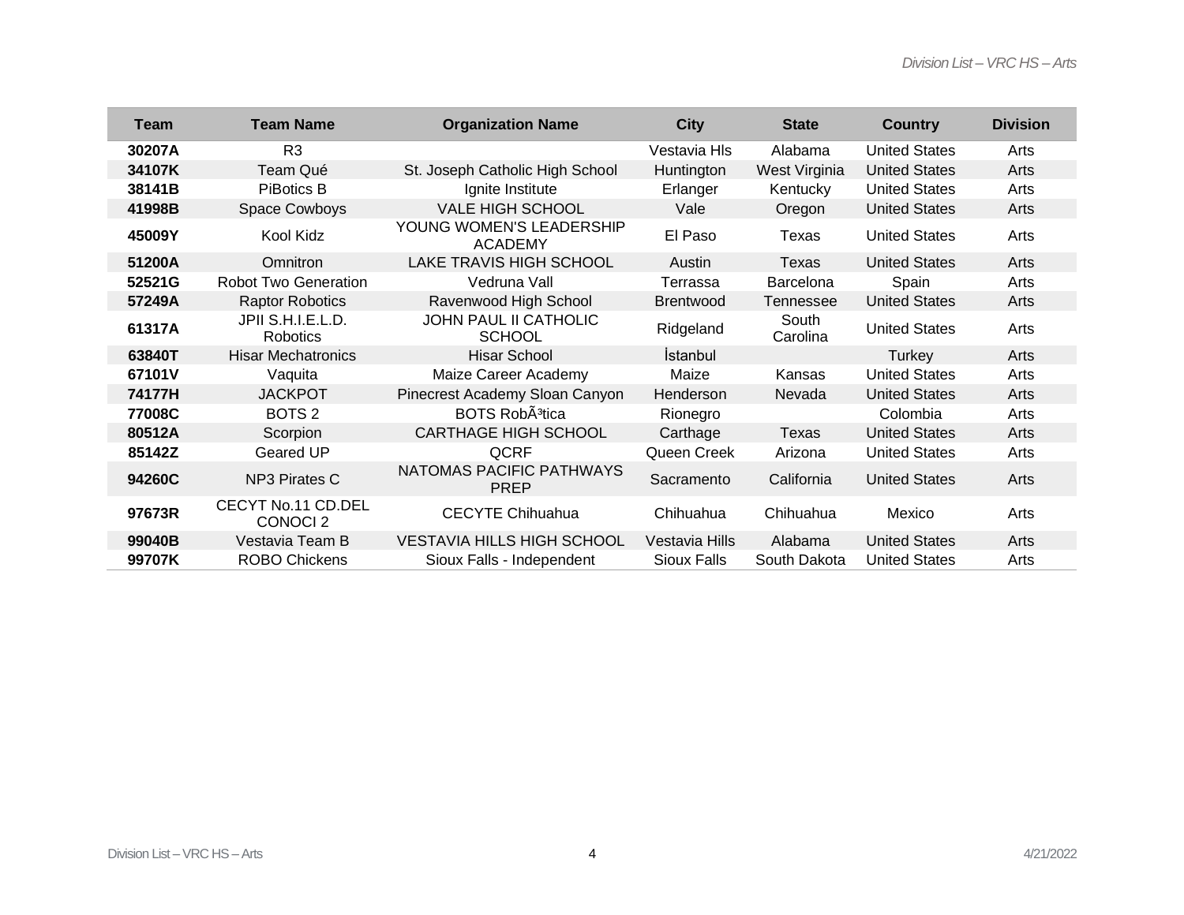| Team | Team Name | Organization Name | City | State | Country | Division |
|---|---|---|---|---|---|---|
| 30207A | R3 | | Vestavia Hls | Alabama | United States | Arts |
| 34107K | Team Qué | St. Joseph Catholic High School | Huntington | West Virginia | United States | Arts |
| 38141B | PiBotics B | Ignite Institute | Erlanger | Kentucky | United States | Arts |
| 41998B | Space Cowboys | VALE HIGH SCHOOL | Vale | Oregon | United States | Arts |
| 45009Y | Kool Kidz | YOUNG WOMEN'S LEADERSHIP ACADEMY | El Paso | Texas | United States | Arts |
| 51200A | Omnitron | LAKE TRAVIS HIGH SCHOOL | Austin | Texas | United States | Arts |
| 52521G | Robot Two Generation | Vedruna Vall | Terrassa | Barcelona | Spain | Arts |
| 57249A | Raptor Robotics | Ravenwood High School | Brentwood | Tennessee | United States | Arts |
| 61317A | JPII S.H.I.E.L.D. Robotics | JOHN PAUL II CATHOLIC SCHOOL | Ridgeland | South Carolina | United States | Arts |
| 63840T | Hisar Mechatronics | Hisar School | İstanbul | | Turkey | Arts |
| 67101V | Vaquita | Maize Career Academy | Maize | Kansas | United States | Arts |
| 74177H | JACKPOT | Pinecrest Academy Sloan Canyon | Henderson | Nevada | United States | Arts |
| 77008C | BOTS 2 | BOTS RobÃ³tica | Rionegro | | Colombia | Arts |
| 80512A | Scorpion | CARTHAGE HIGH SCHOOL | Carthage | Texas | United States | Arts |
| 85142Z | Geared UP | QCRF | Queen Creek | Arizona | United States | Arts |
| 94260C | NP3 Pirates C | NATOMAS PACIFIC PATHWAYS PREP | Sacramento | California | United States | Arts |
| 97673R | CECYT No.11 CD.DEL CONOCI 2 | CECYTE Chihuahua | Chihuahua | Chihuahua | Mexico | Arts |
| 99040B | Vestavia Team B | VESTAVIA HILLS HIGH SCHOOL | Vestavia Hills | Alabama | United States | Arts |
| 99707K | ROBO Chickens | Sioux Falls - Independent | Sioux Falls | South Dakota | United States | Arts |